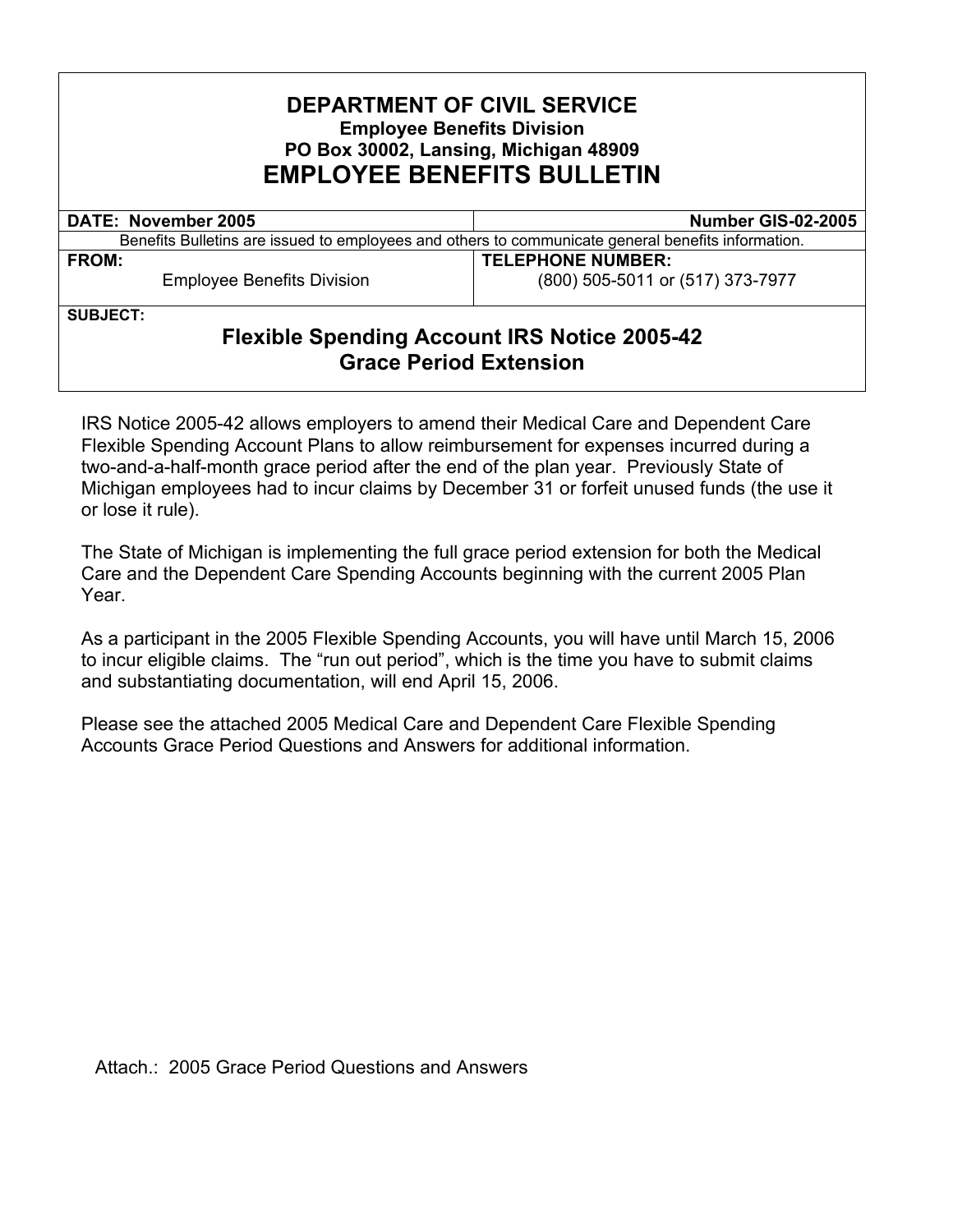# DEPARTMENT OF CIVIL SERVICE

**Employee Benefits Division**
**PO Box 30002, Lansing, Michigan 48909**

# EMPLOYEE BENEFITS BULLETIN

| **DATE: November 2005** | **Number GIS-02-2005** |
|---|---|
| Benefits Bulletins are issued to employees and others to communicate general benefits information. | |
| **FROM:** Employee Benefits Division | **TELEPHONE NUMBER:** (800) 505-5011 or (517) 373-7977 |

**SUBJECT:**

## Flexible Spending Account IRS Notice 2005-42 Grace Period Extension

IRS Notice 2005-42 allows employers to amend their Medical Care and Dependent Care Flexible Spending Account Plans to allow reimbursement for expenses incurred during a two-and-a-half-month grace period after the end of the plan year. Previously State of Michigan employees had to incur claims by December 31 or forfeit unused funds (the use it or lose it rule).

The State of Michigan is implementing the full grace period extension for both the Medical Care and the Dependent Care Spending Accounts beginning with the current 2005 Plan Year.

As a participant in the 2005 Flexible Spending Accounts, you will have until March 15, 2006 to incur eligible claims. The "run out period", which is the time you have to submit claims and substantiating documentation, will end April 15, 2006.

Please see the attached 2005 Medical Care and Dependent Care Flexible Spending Accounts Grace Period Questions and Answers for additional information.

Attach.: 2005 Grace Period Questions and Answers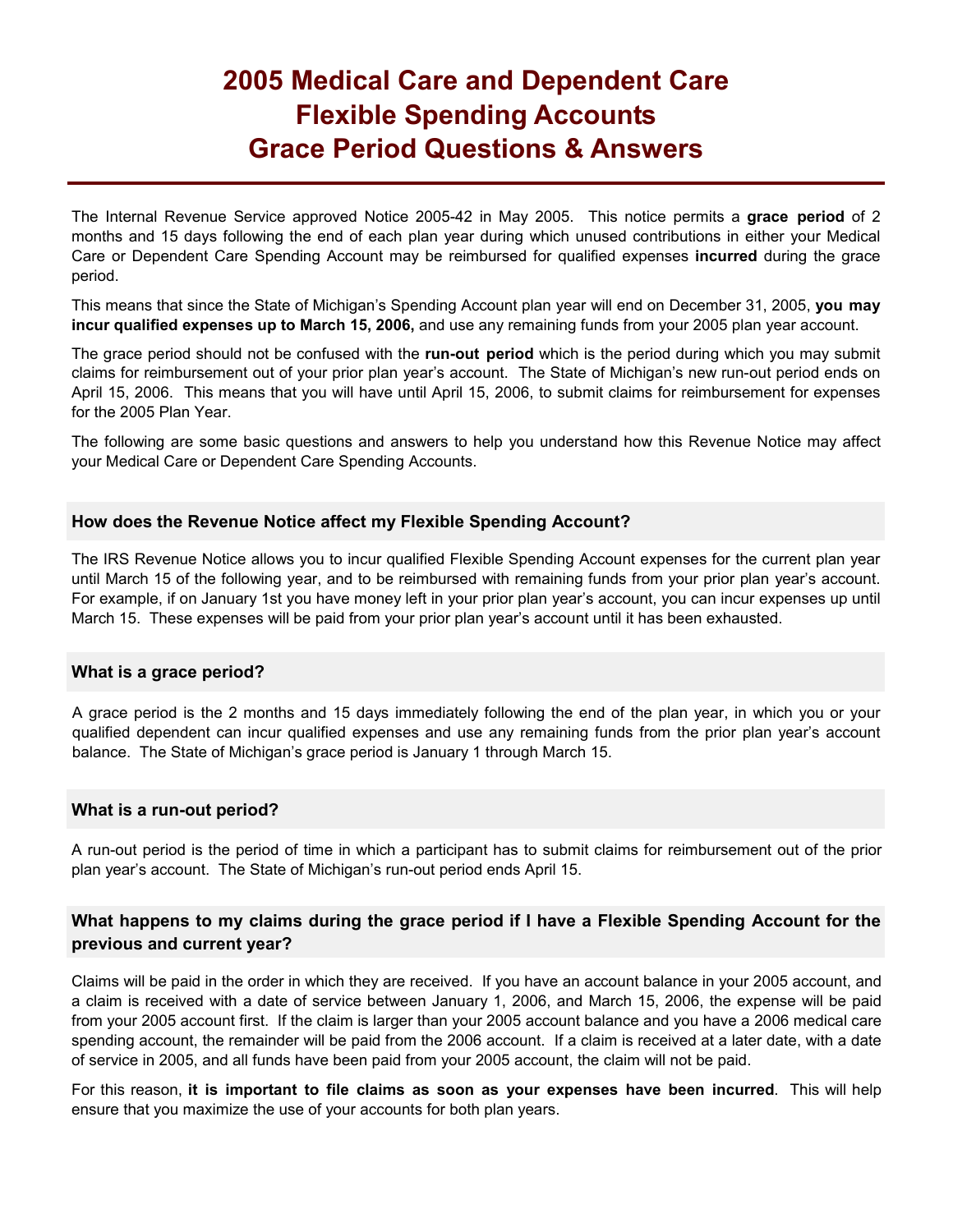# 2005 Medical Care and Dependent Care Flexible Spending Accounts Grace Period Questions & Answers

The Internal Revenue Service approved Notice 2005-42 in May 2005. This notice permits a **grace period** of 2 months and 15 days following the end of each plan year during which unused contributions in either your Medical Care or Dependent Care Spending Account may be reimbursed for qualified expenses **incurred** during the grace period.

This means that since the State of Michigan's Spending Account plan year will end on December 31, 2005, **you may incur qualified expenses up to March 15, 2006,** and use any remaining funds from your 2005 plan year account.

The grace period should not be confused with the **run-out period** which is the period during which you may submit claims for reimbursement out of your prior plan year's account. The State of Michigan's new run-out period ends on April 15, 2006. This means that you will have until April 15, 2006, to submit claims for reimbursement for expenses for the 2005 Plan Year.

The following are some basic questions and answers to help you understand how this Revenue Notice may affect your Medical Care or Dependent Care Spending Accounts.

### How does the Revenue Notice affect my Flexible Spending Account?

The IRS Revenue Notice allows you to incur qualified Flexible Spending Account expenses for the current plan year until March 15 of the following year, and to be reimbursed with remaining funds from your prior plan year's account. For example, if on January 1st you have money left in your prior plan year's account, you can incur expenses up until March 15. These expenses will be paid from your prior plan year's account until it has been exhausted.

### What is a grace period?

A grace period is the 2 months and 15 days immediately following the end of the plan year, in which you or your qualified dependent can incur qualified expenses and use any remaining funds from the prior plan year's account balance. The State of Michigan's grace period is January 1 through March 15.

### What is a run-out period?

A run-out period is the period of time in which a participant has to submit claims for reimbursement out of the prior plan year's account. The State of Michigan's run-out period ends April 15.

### What happens to my claims during the grace period if I have a Flexible Spending Account for the previous and current year?

Claims will be paid in the order in which they are received. If you have an account balance in your 2005 account, and a claim is received with a date of service between January 1, 2006, and March 15, 2006, the expense will be paid from your 2005 account first. If the claim is larger than your 2005 account balance and you have a 2006 medical care spending account, the remainder will be paid from the 2006 account. If a claim is received at a later date, with a date of service in 2005, and all funds have been paid from your 2005 account, the claim will not be paid.

For this reason, **it is important to file claims as soon as your expenses have been incurred**. This will help ensure that you maximize the use of your accounts for both plan years.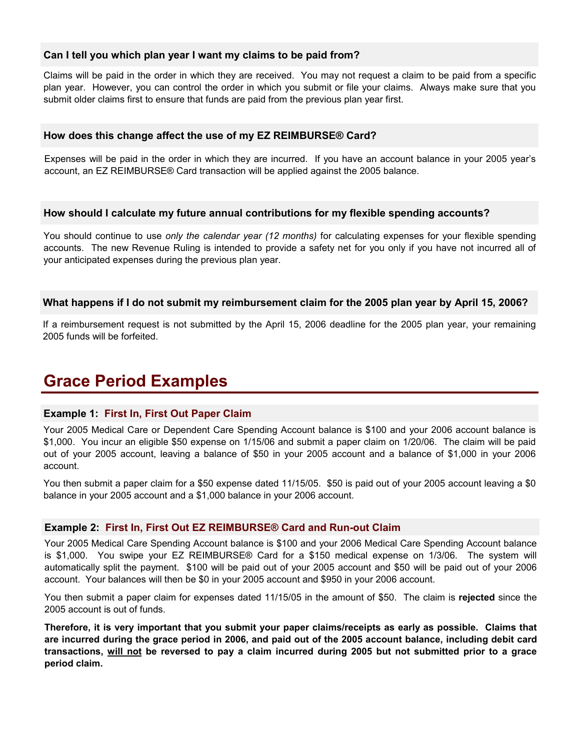### Can I tell you which plan year I want my claims to be paid from?

Claims will be paid in the order in which they are received. You may not request a claim to be paid from a specific plan year. However, you can control the order in which you submit or file your claims. Always make sure that you submit older claims first to ensure that funds are paid from the previous plan year first.

### How does this change affect the use of my EZ REIMBURSE® Card?

Expenses will be paid in the order in which they are incurred. If you have an account balance in your 2005 year's account, an EZ REIMBURSE® Card transaction will be applied against the 2005 balance.

### How should I calculate my future annual contributions for my flexible spending accounts?

You should continue to use *only the calendar year (12 months)* for calculating expenses for your flexible spending accounts. The new Revenue Ruling is intended to provide a safety net for you only if you have not incurred all of your anticipated expenses during the previous plan year.

### What happens if I do not submit my reimbursement claim for the 2005 plan year by April 15, 2006?

If a reimbursement request is not submitted by the April 15, 2006 deadline for the 2005 plan year, your remaining 2005 funds will be forfeited.

## Grace Period Examples

### Example 1: First In, First Out Paper Claim

Your 2005 Medical Care or Dependent Care Spending Account balance is $100 and your 2006 account balance is $1,000. You incur an eligible $50 expense on 1/15/06 and submit a paper claim on 1/20/06. The claim will be paid out of your 2005 account, leaving a balance of $50 in your 2005 account and a balance of $1,000 in your 2006 account.

You then submit a paper claim for a $50 expense dated 11/15/05. $50 is paid out of your 2005 account leaving a $0 balance in your 2005 account and a $1,000 balance in your 2006 account.

### Example 2: First In, First Out EZ REIMBURSE® Card and Run-out Claim

Your 2005 Medical Care Spending Account balance is $100 and your 2006 Medical Care Spending Account balance is $1,000. You swipe your EZ REIMBURSE® Card for a $150 medical expense on 1/3/06. The system will automatically split the payment. $100 will be paid out of your 2005 account and $50 will be paid out of your 2006 account. Your balances will then be $0 in your 2005 account and $950 in your 2006 account.

You then submit a paper claim for expenses dated 11/15/05 in the amount of $50. The claim is **rejected** since the 2005 account is out of funds.

**Therefore, it is very important that you submit your paper claims/receipts as early as possible. Claims that are incurred during the grace period in 2006, and paid out of the 2005 account balance, including debit card transactions, <u>will not</u> be reversed to pay a claim incurred during 2005 but not submitted prior to a grace period claim.**